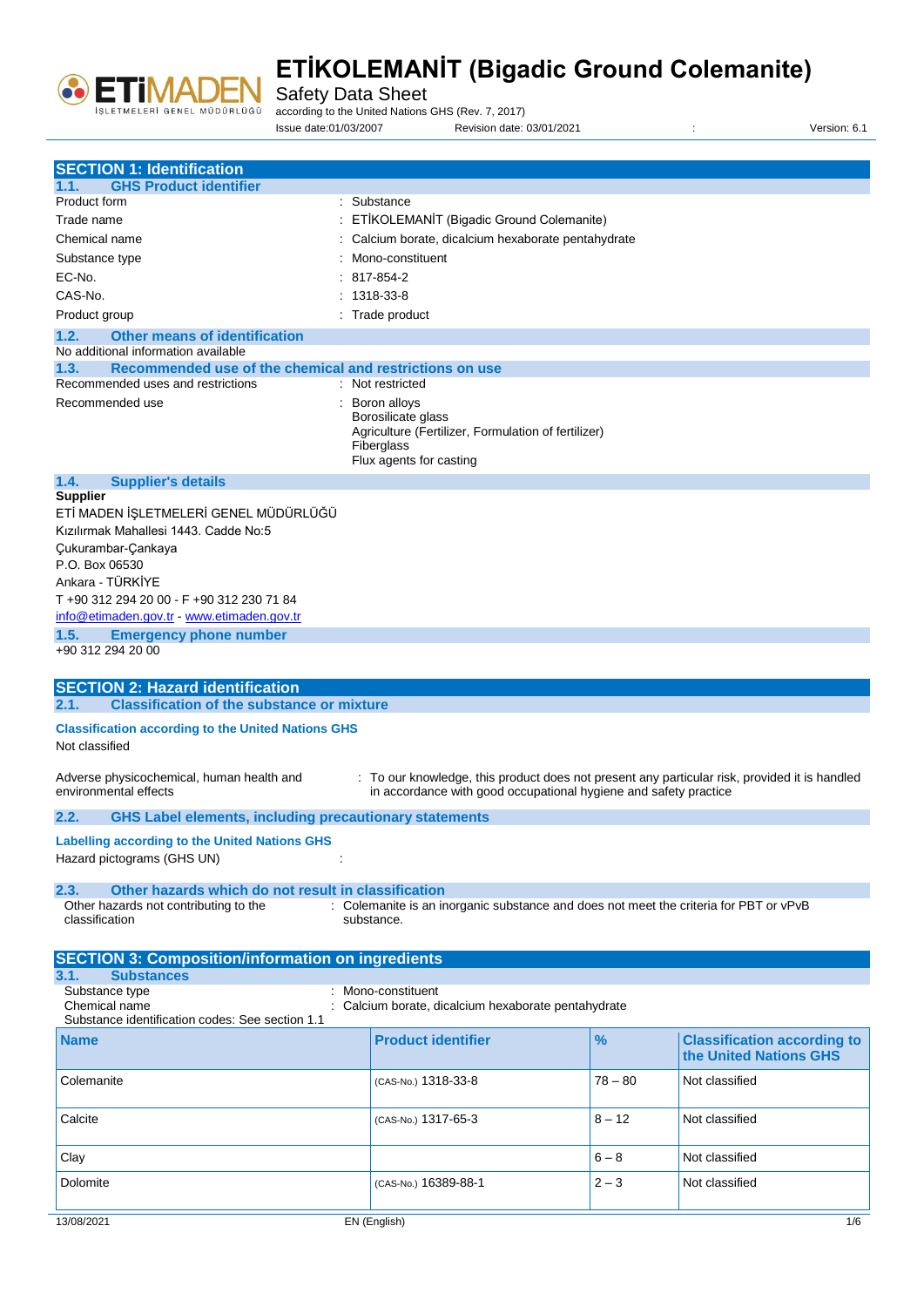# ETİKOLEMANİT (Bigadic Ground Colemanite)

Safety Data Sheet

according to the United Nations GHS (Rev. 7, 2017)

Issue date:01/03/2007 Revision date: 03/01/2021 : Version: 6.1

## SECTION 1: Identification

### 1.1. GHS Product identifier

| | |
|---|---|
| Product form | : Substance |
| Trade name | : ETİKOLEMANİT (Bigadic Ground Colemanite) |
| Chemical name | : Calcium borate, dicalcium hexaborate pentahydrate |
| Substance type | : Mono-constituent |
| EC-No. | : 817-854-2 |
| CAS-No. | : 1318-33-8 |
| Product group | : Trade product |

### 1.2. Other means of identification

No additional information available

### 1.3. Recommended use of the chemical and restrictions on use

| | |
|---|---|
| Recommended uses and restrictions | : Not restricted |
| Recommended use | : Boron alloys<br>Borosilicate glass<br>Agriculture (Fertilizer, Formulation of fertilizer)<br>Fiberglass<br>Flux agents for casting |

### 1.4. Supplier's details

**Supplier**

ETİ MADEN İŞLETMELERİ GENEL MÜDÜRLÜĞÜ
Kızılırmak Mahallesi 1443. Cadde No:5
Çukurambar-Çankaya
P.O. Box 06530
Ankara - TÜRKİYE
T +90 312 294 20 00 - F +90 312 230 71 84
info@etimaden.gov.tr - www.etimaden.gov.tr

### 1.5. Emergency phone number

+90 312 294 20 00

## SECTION 2: Hazard identification

### 2.1. Classification of the substance or mixture

**Classification according to the United Nations GHS**

Not classified

Adverse physicochemical, human health and environmental effects : To our knowledge, this product does not present any particular risk, provided it is handled in accordance with good occupational hygiene and safety practice

### 2.2. GHS Label elements, including precautionary statements

**Labelling according to the United Nations GHS**

Hazard pictograms (GHS UN) :

### 2.3. Other hazards which do not result in classification

Other hazards not contributing to the classification : Colemanite is an inorganic substance and does not meet the criteria for PBT or vPvB substance.

## SECTION 3: Composition/information on ingredients

### 3.1. Substances

Substance type : Mono-constituent
Chemical name : Calcium borate, dicalcium hexaborate pentahydrate
Substance identification codes: See section 1.1

| Name | Product identifier | % | Classification according to the United Nations GHS |
|---|---|---|---|
| Colemanite | (CAS-No.) 1318-33-8 | 78 – 80 | Not classified |
| Calcite | (CAS-No.) 1317-65-3 | 8 – 12 | Not classified |
| Clay | | 6 – 8 | Not classified |
| Dolomite | (CAS-No.) 16389-88-1 | 2 – 3 | Not classified |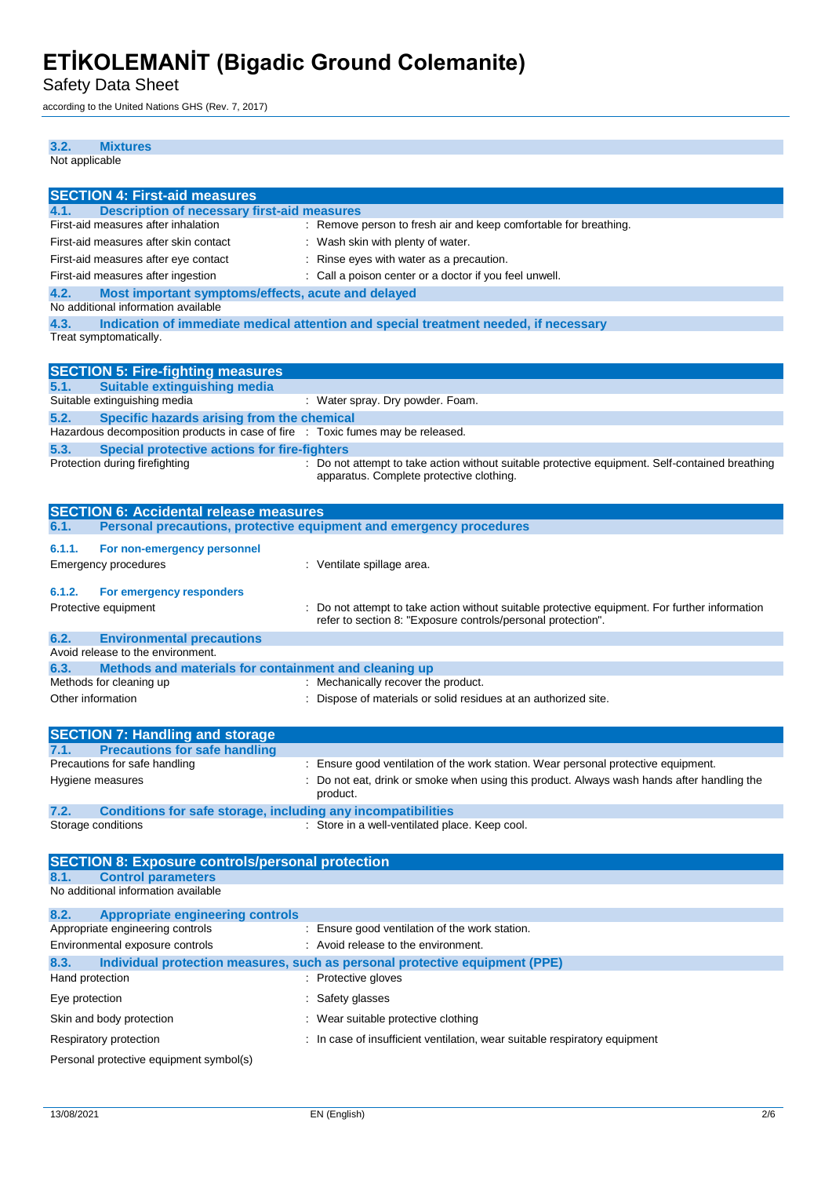### 3.2. Mixtures

Not applicable

## SECTION 4: First-aid measures

### 4.1. Description of necessary first-aid measures

| | |
|---|---|
| First-aid measures after inhalation | : Remove person to fresh air and keep comfortable for breathing. |
| First-aid measures after skin contact | : Wash skin with plenty of water. |
| First-aid measures after eye contact | : Rinse eyes with water as a precaution. |
| First-aid measures after ingestion | : Call a poison center or a doctor if you feel unwell. |

### 4.2. Most important symptoms/effects, acute and delayed

No additional information available

### 4.3. Indication of immediate medical attention and special treatment needed, if necessary

Treat symptomatically.

## SECTION 5: Fire-fighting measures

### 5.1. Suitable extinguishing media

| | |
|---|---|
| Suitable extinguishing media | : Water spray. Dry powder. Foam. |

### 5.2. Specific hazards arising from the chemical

| | |
|---|---|
| Hazardous decomposition products in case of fire | : Toxic fumes may be released. |

### 5.3. Special protective actions for fire-fighters

| | |
|---|---|
| Protection during firefighting | : Do not attempt to take action without suitable protective equipment. Self-contained breathing apparatus. Complete protective clothing. |

## SECTION 6: Accidental release measures

### 6.1. Personal precautions, protective equipment and emergency procedures

#### 6.1.1. For non-emergency personnel

| | |
|---|---|
| Emergency procedures | : Ventilate spillage area. |

#### 6.1.2. For emergency responders

| | |
|---|---|
| Protective equipment | : Do not attempt to take action without suitable protective equipment. For further information refer to section 8: "Exposure controls/personal protection". |

### 6.2. Environmental precautions

Avoid release to the environment.

### 6.3. Methods and materials for containment and cleaning up

| | |
|---|---|
| Methods for cleaning up | : Mechanically recover the product. |
| Other information | : Dispose of materials or solid residues at an authorized site. |

## SECTION 7: Handling and storage

### 7.1. Precautions for safe handling

| | |
|---|---|
| Precautions for safe handling | : Ensure good ventilation of the work station. Wear personal protective equipment. |
| Hygiene measures | : Do not eat, drink or smoke when using this product. Always wash hands after handling the product. |

### 7.2. Conditions for safe storage, including any incompatibilities

| | |
|---|---|
| Storage conditions | : Store in a well-ventilated place. Keep cool. |

## SECTION 8: Exposure controls/personal protection

### 8.1. Control parameters

No additional information available

### 8.2. Appropriate engineering controls

| | |
|---|---|
| Appropriate engineering controls | : Ensure good ventilation of the work station. |
| Environmental exposure controls | : Avoid release to the environment. |

### 8.3. Individual protection measures, such as personal protective equipment (PPE)

| | |
|---|---|
| Hand protection | : Protective gloves |
| Eye protection | : Safety glasses |
| Skin and body protection | : Wear suitable protective clothing |
| Respiratory protection | : In case of insufficient ventilation, wear suitable respiratory equipment |

Personal protective equipment symbol(s)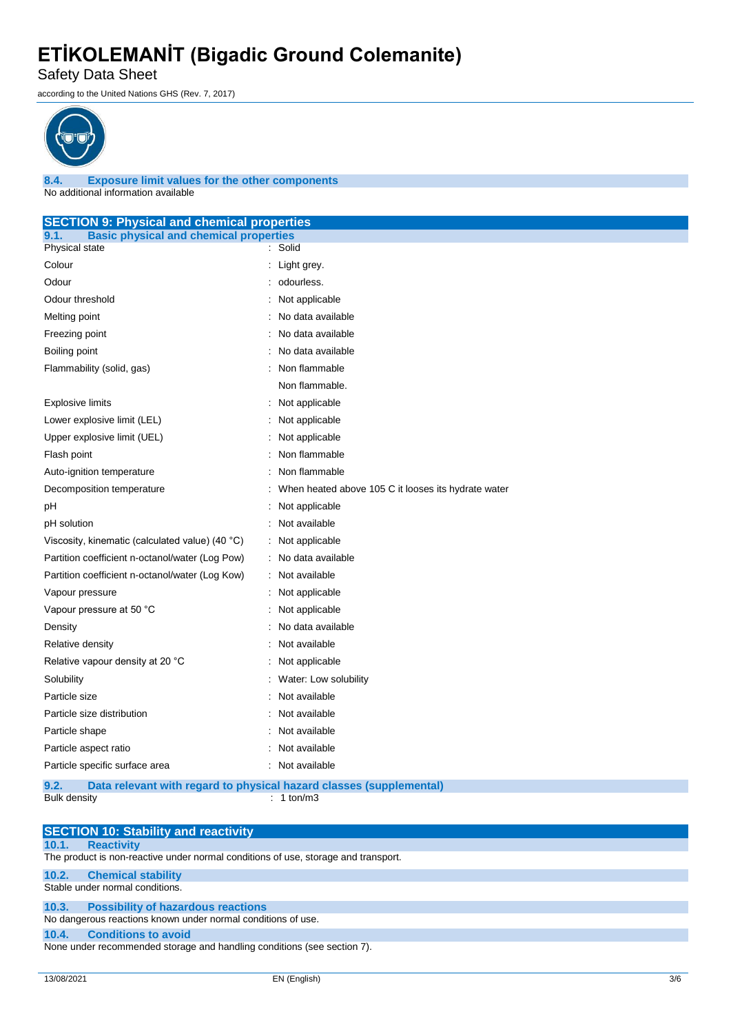### 8.4. Exposure limit values for the other components

No additional information available

## SECTION 9: Physical and chemical properties

### 9.1. Basic physical and chemical properties

| | |
|---|---|
| Physical state | : Solid |
| Colour | : Light grey. |
| Odour | : odourless. |
| Odour threshold | : Not applicable |
| Melting point | : No data available |
| Freezing point | : No data available |
| Boiling point | : No data available |
| Flammability (solid, gas) | : Non flammable |
| | Non flammable. |
| Explosive limits | : Not applicable |
| Lower explosive limit (LEL) | : Not applicable |
| Upper explosive limit (UEL) | : Not applicable |
| Flash point | : Non flammable |
| Auto-ignition temperature | : Non flammable |
| Decomposition temperature | : When heated above 105 C it looses its hydrate water |
| pH | : Not applicable |
| pH solution | : Not available |
| Viscosity, kinematic (calculated value) (40 °C) | : Not applicable |
| Partition coefficient n-octanol/water (Log Pow) | : No data available |
| Partition coefficient n-octanol/water (Log Kow) | : Not available |
| Vapour pressure | : Not applicable |
| Vapour pressure at 50 °C | : Not applicable |
| Density | : No data available |
| Relative density | : Not available |
| Relative vapour density at 20 °C | : Not applicable |
| Solubility | : Water: Low solubility |
| Particle size | : Not available |
| Particle size distribution | : Not available |
| Particle shape | : Not available |
| Particle aspect ratio | : Not available |
| Particle specific surface area | : Not available |

### 9.2. Data relevant with regard to physical hazard classes (supplemental)

| | |
|---|---|
| Bulk density | : 1 ton/m3 |

## SECTION 10: Stability and reactivity

### 10.1. Reactivity

The product is non-reactive under normal conditions of use, storage and transport.

### 10.2. Chemical stability

Stable under normal conditions.

### 10.3. Possibility of hazardous reactions

No dangerous reactions known under normal conditions of use.

### 10.4. Conditions to avoid

None under recommended storage and handling conditions (see section 7).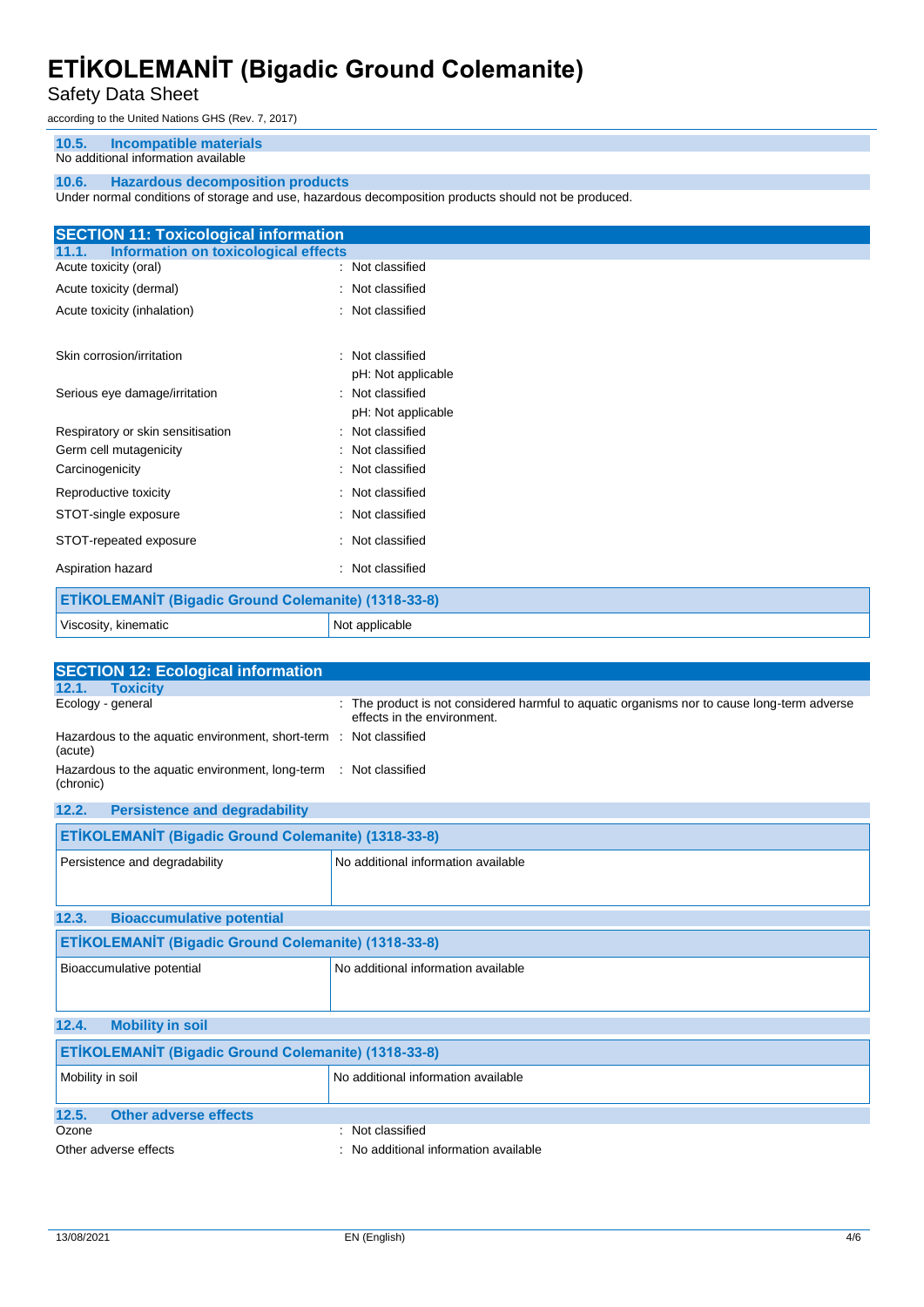### 10.5. Incompatible materials

No additional information available

### 10.6. Hazardous decomposition products

Under normal conditions of storage and use, hazardous decomposition products should not be produced.

## SECTION 11: Toxicological information

### 11.1. Information on toxicological effects

Acute toxicity (oral) : Not classified

Acute toxicity (dermal) : Not classified

Acute toxicity (inhalation) : Not classified

Skin corrosion/irritation : Not classified
pH: Not applicable

Serious eye damage/irritation : Not classified
pH: Not applicable

Respiratory or skin sensitisation : Not classified

Germ cell mutagenicity : Not classified

Carcinogenicity : Not classified

Reproductive toxicity : Not classified

STOT-single exposure : Not classified

STOT-repeated exposure : Not classified

Aspiration hazard : Not classified

| ETİKOLEMANİT (Bigadic Ground Colemanite) (1318-33-8) | |
|---|---|
| Viscosity, kinematic | Not applicable |

## SECTION 12: Ecological information

### 12.1. Toxicity

Ecology - general : The product is not considered harmful to aquatic organisms nor to cause long-term adverse effects in the environment.

Hazardous to the aquatic environment, short-term (acute) : Not classified

Hazardous to the aquatic environment, long-term (chronic) : Not classified

### 12.2. Persistence and degradability

| ETİKOLEMANİT (Bigadic Ground Colemanite) (1318-33-8) | |
|---|---|
| Persistence and degradability | No additional information available |

### 12.3. Bioaccumulative potential

| ETİKOLEMANİT (Bigadic Ground Colemanite) (1318-33-8) | |
|---|---|
| Bioaccumulative potential | No additional information available |

### 12.4. Mobility in soil

| ETİKOLEMANİT (Bigadic Ground Colemanite) (1318-33-8) | |
|---|---|
| Mobility in soil | No additional information available |

### 12.5. Other adverse effects

Ozone : Not classified

Other adverse effects : No additional information available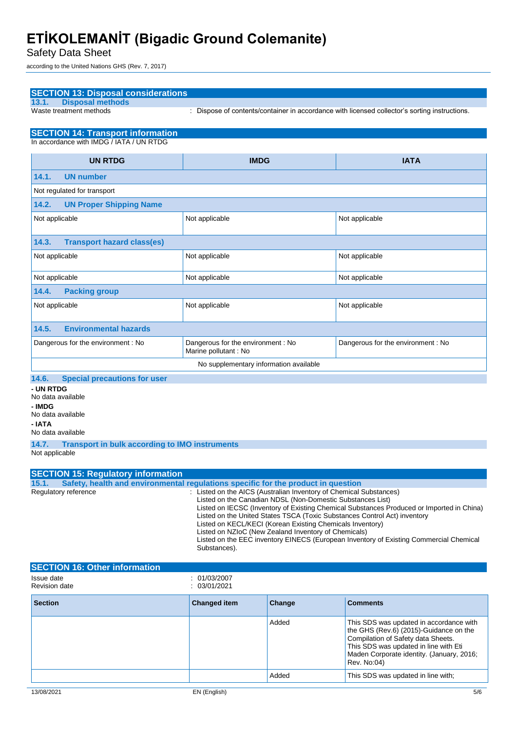## SECTION 13: Disposal considerations

### 13.1. Disposal methods

Waste treatment methods : Dispose of contents/container in accordance with licensed collector's sorting instructions.

## SECTION 14: Transport information

In accordance with IMDG / IATA / UN RTDG

| UN RTDG | IMDG | IATA |
|---|---|---|
| **14.1. UN number** | | |
| Not regulated for transport | | |
| **14.2. UN Proper Shipping Name** | | |
| Not applicable | Not applicable | Not applicable |
| **14.3. Transport hazard class(es)** | | |
| Not applicable | Not applicable | Not applicable |
| Not applicable | Not applicable | Not applicable |
| **14.4. Packing group** | | |
| Not applicable | Not applicable | Not applicable |
| **14.5. Environmental hazards** | | |
| Dangerous for the environment : No | Dangerous for the environment : No<br>Marine pollutant : No | Dangerous for the environment : No |
| No supplementary information available | | |

### 14.6. Special precautions for user

**- UN RTDG**

No data available

**- IMDG**

No data available

**- IATA**

No data available

### 14.7. Transport in bulk according to IMO instruments

Not applicable

## SECTION 15: Regulatory information

### 15.1. Safety, health and environmental regulations specific for the product in question

Regulatory reference : Listed on the AICS (Australian Inventory of Chemical Substances)
Listed on the Canadian NDSL (Non-Domestic Substances List)
Listed on IECSC (Inventory of Existing Chemical Substances Produced or Imported in China)
Listed on the United States TSCA (Toxic Substances Control Act) inventory
Listed on KECL/KECI (Korean Existing Chemicals Inventory)
Listed on NZIoC (New Zealand Inventory of Chemicals)
Listed on the EEC inventory EINECS (European Inventory of Existing Commercial Chemical Substances).

## SECTION 16: Other information

Issue date : 01/03/2007

Revision date : 03/01/2021

| Section | Changed item | Change | Comments |
|---|---|---|---|
| | | Added | This SDS was updated in accordance with the GHS (Rev.6) (2015)-Guidance on the Compilation of Safety data Sheets. This SDS was updated in line with Eti Maden Corporate identity. (January, 2016; Rev. No:04) |
| | | Added | This SDS was updated in line with; |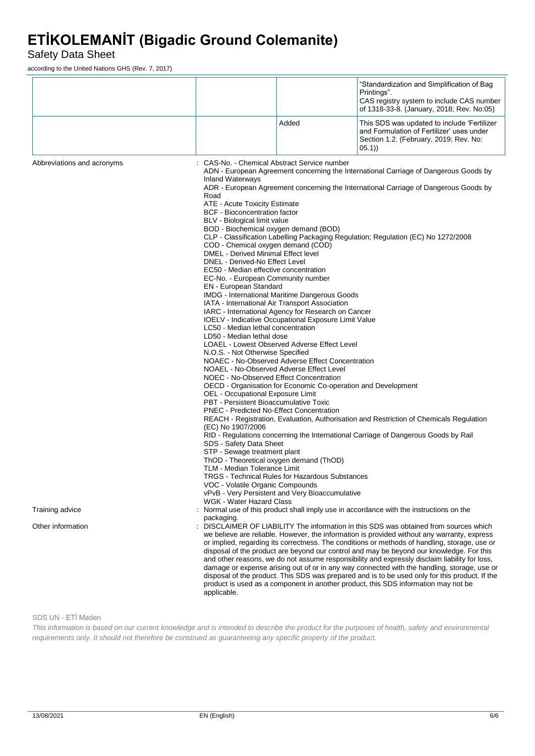| | | | |
|---|---|---|---|
| | | | "Standardization and Simplification of Bag Printings". CAS registry system to include CAS number of 1318-33-8. (January, 2018; Rev. No:05) |
| | | Added | This SDS was updated to include 'Fertilizer and Formulation of Fertilizer' uses under Section 1.2. (February, 2019; Rev. No: 05.1)) |

Abbreviations and acronyms : CAS-No. - Chemical Abstract Service number
ADN - European Agreement concerning the International Carriage of Dangerous Goods by Inland Waterways
ADR - European Agreement concerning the International Carriage of Dangerous Goods by Road
ATE - Acute Toxicity Estimate
BCF - Bioconcentration factor
BLV - Biological limit value
BOD - Biochemical oxygen demand (BOD)
CLP - Classification Labelling Packaging Regulation; Regulation (EC) No 1272/2008
COD - Chemical oxygen demand (COD)
DMEL - Derived Minimal Effect level
DNEL - Derived-No Effect Level
EC50 - Median effective concentration
EC-No. - European Community number
EN - European Standard
IMDG - International Maritime Dangerous Goods
IATA - International Air Transport Association
IARC - International Agency for Research on Cancer
IOELV - Indicative Occupational Exposure Limit Value
LC50 - Median lethal concentration
LD50 - Median lethal dose
LOAEL - Lowest Observed Adverse Effect Level
N.O.S. - Not Otherwise Specified
NOAEC - No-Observed Adverse Effect Concentration
NOAEL - No-Observed Adverse Effect Level
NOEC - No-Observed Effect Concentration
OECD - Organisation for Economic Co-operation and Development
OEL - Occupational Exposure Limit
PBT - Persistent Bioaccumulative Toxic
PNEC - Predicted No-Effect Concentration
REACH - Registration, Evaluation, Authorisation and Restriction of Chemicals Regulation (EC) No 1907/2006
RID - Regulations concerning the International Carriage of Dangerous Goods by Rail
SDS - Safety Data Sheet
STP - Sewage treatment plant
ThOD - Theoretical oxygen demand (ThOD)
TLM - Median Tolerance Limit
TRGS - Technical Rules for Hazardous Substances
VOC - Volatile Organic Compounds
vPvB - Very Persistent and Very Bioaccumulative
WGK - Water Hazard Class

Training advice : Normal use of this product shall imply use in accordance with the instructions on the packaging.

Other information : DISCLAIMER OF LIABILITY The information in this SDS was obtained from sources which we believe are reliable. However, the information is provided without any warranty, express or implied, regarding its correctness. The conditions or methods of handling, storage, use or disposal of the product are beyond our control and may be beyond our knowledge. For this and other reasons, we do not assume responsibility and expressly disclaim liability for loss, damage or expense arising out of or in any way connected with the handling, storage, use or disposal of the product. This SDS was prepared and is to be used only for this product. If the product is used as a component in another product, this SDS information may not be applicable.

SDS UN - ETİ Maden

*This information is based on our current knowledge and is intended to describe the product for the purposes of health, safety and environmental requirements only. It should not therefore be construed as guaranteeing any specific property of the product.*